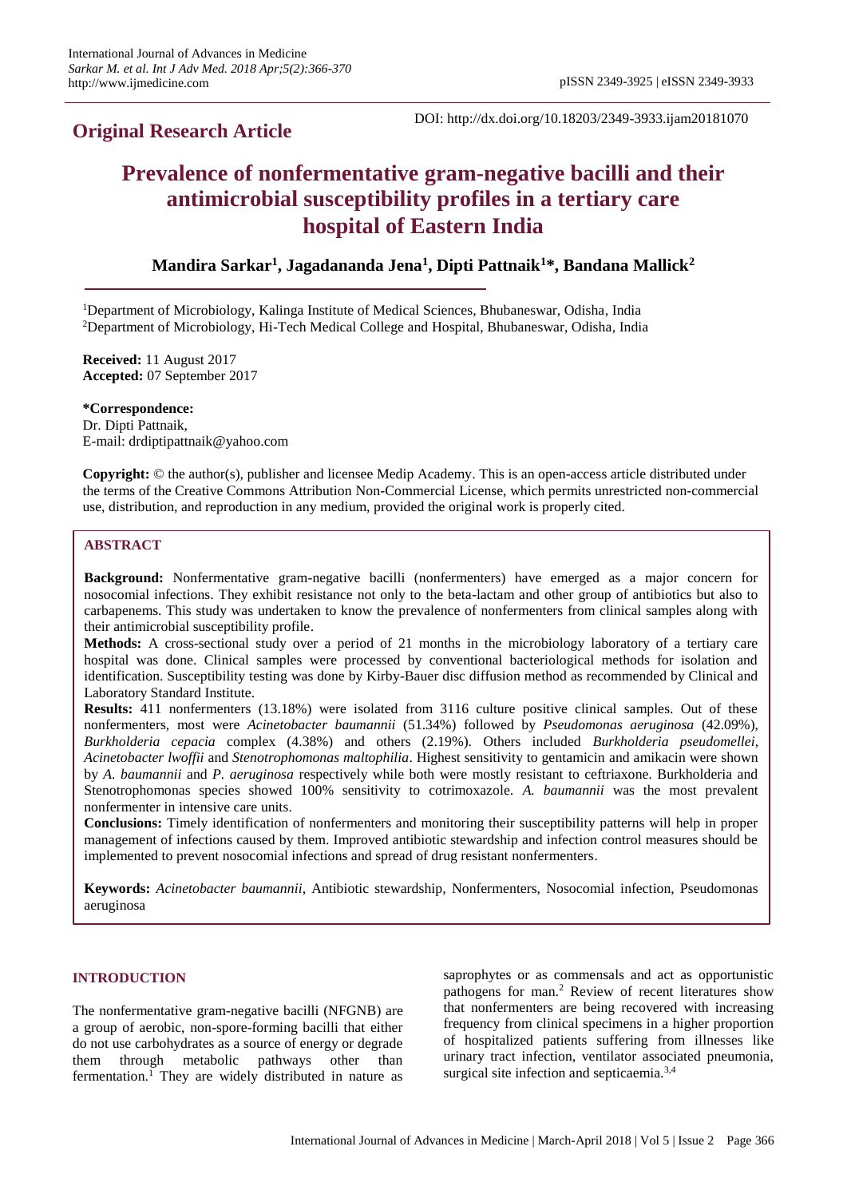**Original Research Article**

DOI: http://dx.doi.org/10.18203/2349-3933.ijam20181070

# Prevalence of nonfermentative gram-negative bacilli and their antimicrobial susceptibility profiles in a tertiary care hospital of Eastern India

**Mandira Sarkar[1], Jagadananda Jena[1], Dipti Pattnaik[1]*, Bandana Mallick[2]**

[1]Department of Microbiology, Kalinga Institute of Medical Sciences, Bhubaneswar, Odisha, India
[2]Department of Microbiology, Hi-Tech Medical College and Hospital, Bhubaneswar, Odisha, India

**Received:** 11 August 2017
**Accepted:** 07 September 2017

**\*Correspondence:**
Dr. Dipti Pattnaik,
E-mail: drdiptipattnaik@yahoo.com

**Copyright:** © the author(s), publisher and licensee Medip Academy. This is an open-access article distributed under the terms of the Creative Commons Attribution Non-Commercial License, which permits unrestricted non-commercial use, distribution, and reproduction in any medium, provided the original work is properly cited.

## ABSTRACT

**Background:** Nonfermentative gram-negative bacilli (nonfermenters) have emerged as a major concern for nosocomial infections. They exhibit resistance not only to the beta-lactam and other group of antibiotics but also to carbapenems. This study was undertaken to know the prevalence of nonfermenters from clinical samples along with their antimicrobial susceptibility profile.

**Methods:** A cross-sectional study over a period of 21 months in the microbiology laboratory of a tertiary care hospital was done. Clinical samples were processed by conventional bacteriological methods for isolation and identification. Susceptibility testing was done by Kirby-Bauer disc diffusion method as recommended by Clinical and Laboratory Standard Institute.

**Results:** 411 nonfermenters (13.18%) were isolated from 3116 culture positive clinical samples. Out of these nonfermenters, most were *Acinetobacter baumannii* (51.34%) followed by *Pseudomonas aeruginosa* (42.09%), *Burkholderia cepacia* complex (4.38%) and others (2.19%). Others included *Burkholderia pseudomellei*, *Acinetobacter lwoffii* and *Stenotrophomonas maltophilia*. Highest sensitivity to gentamicin and amikacin were shown by *A. baumannii* and *P. aeruginosa* respectively while both were mostly resistant to ceftriaxone. Burkholderia and Stenotrophomonas species showed 100% sensitivity to cotrimoxazole. *A. baumannii* was the most prevalent nonfermenter in intensive care units.

**Conclusions:** Timely identification of nonfermenters and monitoring their susceptibility patterns will help in proper management of infections caused by them. Improved antibiotic stewardship and infection control measures should be implemented to prevent nosocomial infections and spread of drug resistant nonfermenters.

**Keywords:** *Acinetobacter baumannii*, Antibiotic stewardship, Nonfermenters, Nosocomial infection, Pseudomonas aeruginosa

## INTRODUCTION

The nonfermentative gram-negative bacilli (NFGNB) are a group of aerobic, non-spore-forming bacilli that either do not use carbohydrates as a source of energy or degrade them through metabolic pathways other than fermentation.[1] They are widely distributed in nature as saprophytes or as commensals and act as opportunistic pathogens for man.[2] Review of recent literatures show that nonfermenters are being recovered with increasing frequency from clinical specimens in a higher proportion of hospitalized patients suffering from illnesses like urinary tract infection, ventilator associated pneumonia, surgical site infection and septicaemia.[3,4]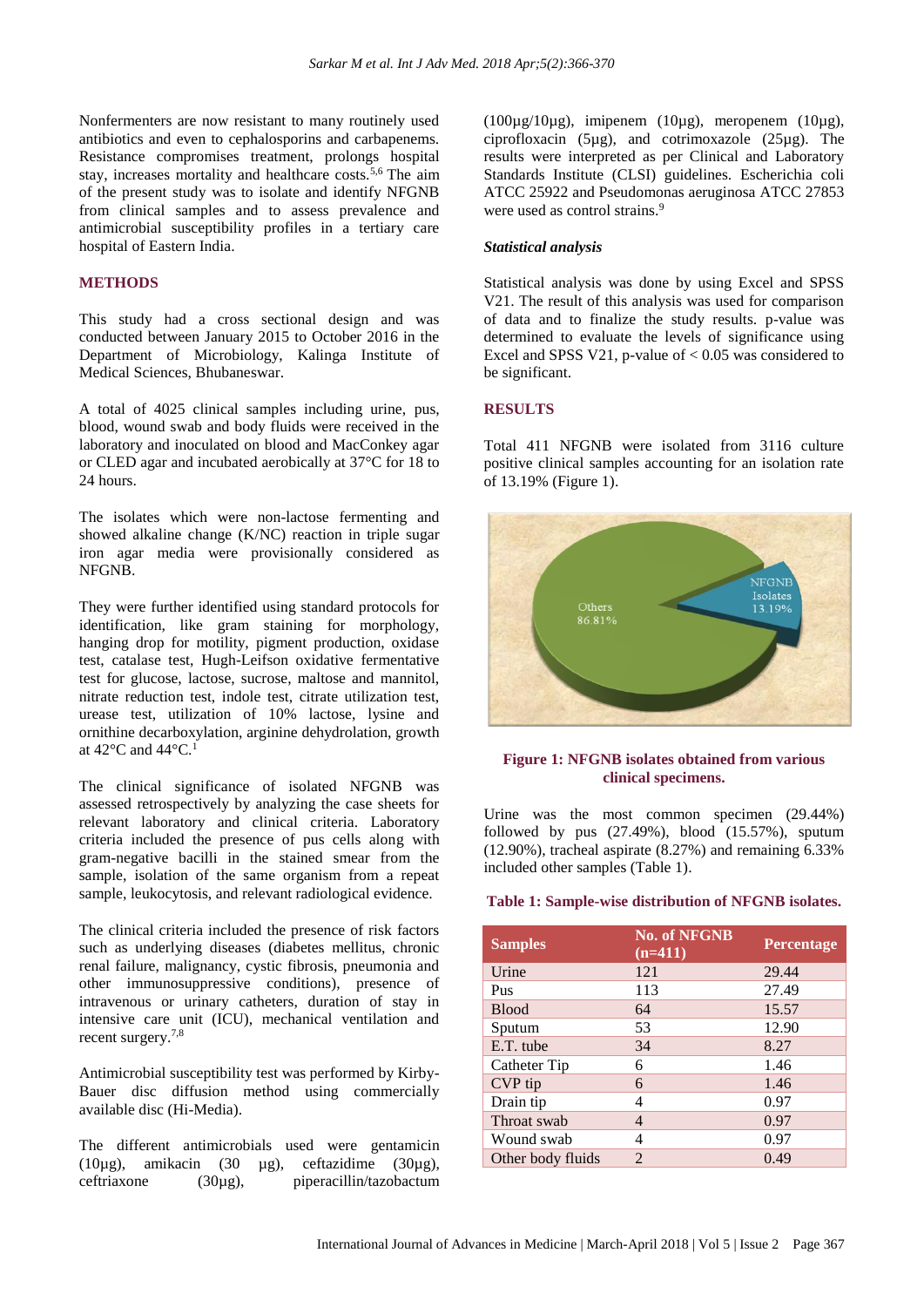Nonfermenters are now resistant to many routinely used antibiotics and even to cephalosporins and carbapenems. Resistance compromises treatment, prolongs hospital stay, increases mortality and healthcare costs.[5,6] The aim of the present study was to isolate and identify NFGNB from clinical samples and to assess prevalence and antimicrobial susceptibility profiles in a tertiary care hospital of Eastern India.

## METHODS

This study had a cross sectional design and was conducted between January 2015 to October 2016 in the Department of Microbiology, Kalinga Institute of Medical Sciences, Bhubaneswar.

A total of 4025 clinical samples including urine, pus, blood, wound swab and body fluids were received in the laboratory and inoculated on blood and MacConkey agar or CLED agar and incubated aerobically at 37°C for 18 to 24 hours.

The isolates which were non-lactose fermenting and showed alkaline change (K/NC) reaction in triple sugar iron agar media were provisionally considered as NFGNB.

They were further identified using standard protocols for identification, like gram staining for morphology, hanging drop for motility, pigment production, oxidase test, catalase test, Hugh-Leifson oxidative fermentative test for glucose, lactose, sucrose, maltose and mannitol, nitrate reduction test, indole test, citrate utilization test, urease test, utilization of 10% lactose, lysine and ornithine decarboxylation, arginine dehydrolation, growth at 42°C and 44°C.[1]

The clinical significance of isolated NFGNB was assessed retrospectively by analyzing the case sheets for relevant laboratory and clinical criteria. Laboratory criteria included the presence of pus cells along with gram-negative bacilli in the stained smear from the sample, isolation of the same organism from a repeat sample, leukocytosis, and relevant radiological evidence.

The clinical criteria included the presence of risk factors such as underlying diseases (diabetes mellitus, chronic renal failure, malignancy, cystic fibrosis, pneumonia and other immunosuppressive conditions), presence of intravenous or urinary catheters, duration of stay in intensive care unit (ICU), mechanical ventilation and recent surgery.[7,8]

Antimicrobial susceptibility test was performed by Kirby-Bauer disc diffusion method using commercially available disc (Hi-Media).

The different antimicrobials used were gentamicin (10µg), amikacin (30 µg), ceftazidime (30µg), ceftriaxone (30µg), piperacillin/tazobactum (100µg/10µg), imipenem (10µg), meropenem (10µg), ciprofloxacin (5µg), and cotrimoxazole (25µg). The results were interpreted as per Clinical and Laboratory Standards Institute (CLSI) guidelines. Escherichia coli ATCC 25922 and Pseudomonas aeruginosa ATCC 27853 were used as control strains.[9]

### *Statistical analysis*

Statistical analysis was done by using Excel and SPSS V21. The result of this analysis was used for comparison of data and to finalize the study results. p-value was determined to evaluate the levels of significance using Excel and SPSS V21, p-value of < 0.05 was considered to be significant.

## RESULTS

Total 411 NFGNB were isolated from 3116 culture positive clinical samples accounting for an isolation rate of 13.19% (Figure 1).

**Figure 1: NFGNB isolates obtained from various clinical specimens.**

Urine was the most common specimen (29.44%) followed by pus (27.49%), blood (15.57%), sputum (12.90%), tracheal aspirate (8.27%) and remaining 6.33% included other samples (Table 1).

**Table 1: Sample-wise distribution of NFGNB isolates.**

| Samples | No. of NFGNB (n=411) | Percentage |
|---|---|---|
| Urine | 121 | 29.44 |
| Pus | 113 | 27.49 |
| Blood | 64 | 15.57 |
| Sputum | 53 | 12.90 |
| E.T. tube | 34 | 8.27 |
| Catheter Tip | 6 | 1.46 |
| CVP tip | 6 | 1.46 |
| Drain tip | 4 | 0.97 |
| Throat swab | 4 | 0.97 |
| Wound swab | 4 | 0.97 |
| Other body fluids | 2 | 0.49 |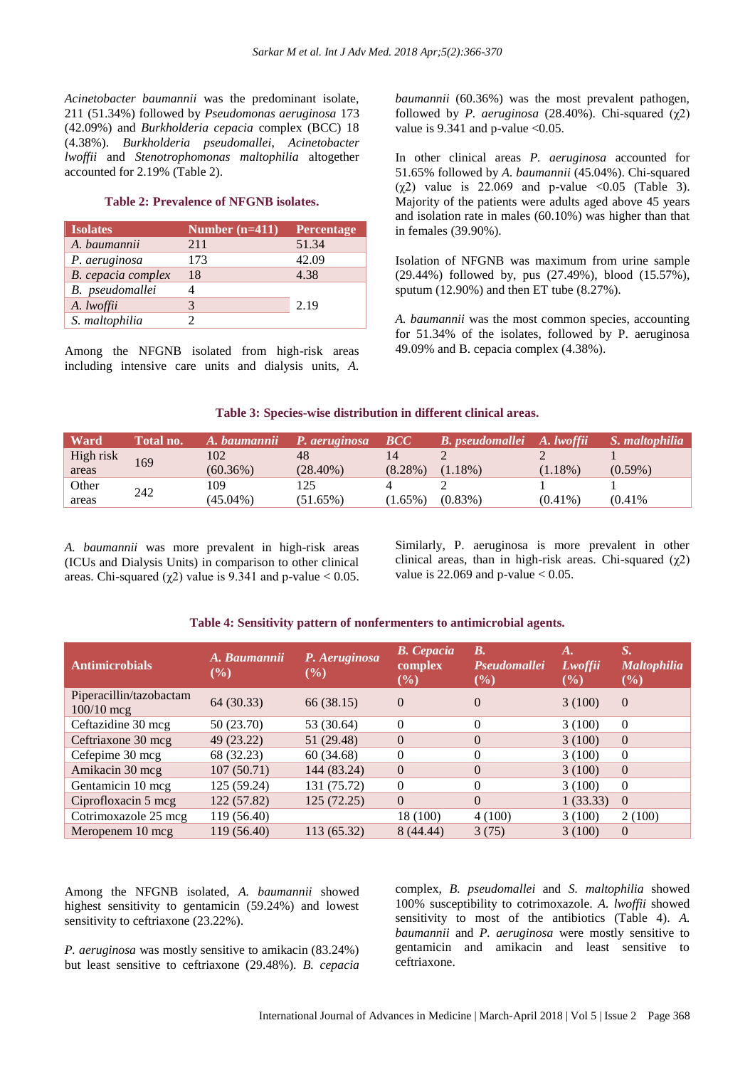*Acinetobacter baumannii* was the predominant isolate, 211 (51.34%) followed by *Pseudomonas aeruginosa* 173 (42.09%) and *Burkholderia cepacia* complex (BCC) 18 (4.38%). *Burkholderia pseudomallei*, *Acinetobacter lwoffii* and *Stenotrophomonas maltophilia* altogether accounted for 2.19% (Table 2).

**Table 2: Prevalence of NFGNB isolates.**

| Isolates | Number (n=411) | Percentage |
|---|---|---|
| *A. baumannii* | 211 | 51.34 |
| *P. aeruginosa* | 173 | 42.09 |
| *B. cepacia complex* | 18 | 4.38 |
| *B. pseudomallei* | 4 | 2.19 |
| *A. lwoffii* | 3 | |
| *S. maltophilia* | 2 | |

Among the NFGNB isolated from high-risk areas including intensive care units and dialysis units, *A. baumannii* (60.36%) was the most prevalent pathogen, followed by *P. aeruginosa* (28.40%). Chi-squared ($\chi 2$) value is 9.341 and p-value <0.05.

In other clinical areas *P. aeruginosa* accounted for 51.65% followed by *A. baumannii* (45.04%). Chi-squared ($\chi 2$) value is 22.069 and p-value <0.05 (Table 3). Majority of the patients were adults aged above 45 years and isolation rate in males (60.10%) was higher than that in females (39.90%).

Isolation of NFGNB was maximum from urine sample (29.44%) followed by, pus (27.49%), blood (15.57%), sputum (12.90%) and then ET tube (8.27%).

*A. baumannii* was the most common species, accounting for 51.34% of the isolates, followed by P. aeruginosa 49.09% and B. cepacia complex (4.38%).

**Table 3: Species-wise distribution in different clinical areas.**

| Ward | Total no. | *A. baumannii* | *P. aeruginosa* | *BCC* | *B. pseudomallei* | *A. lwoffii* | *S. maltophilia* |
|---|---|---|---|---|---|---|---|
| High risk areas | 169 | 102 (60.36%) | 48 (28.40%) | 14 (8.28%) | 2 (1.18%) | 2 (1.18%) | 1 (0.59%) |
| Other areas | 242 | 109 (45.04%) | 125 (51.65%) | 4 (1.65%) | 2 (0.83%) | 1 (0.41%) | 1 (0.41% |

*A. baumannii* was more prevalent in high-risk areas (ICUs and Dialysis Units) in comparison to other clinical areas. Chi-squared ($\chi 2$) value is 9.341 and p-value < 0.05.

Similarly, P. aeruginosa is more prevalent in other clinical areas, than in high-risk areas. Chi-squared ($\chi 2$) value is 22.069 and p-value < 0.05.

**Table 4: Sensitivity pattern of nonfermenters to antimicrobial agents.**

| Antimicrobials | *A. Baumannii* (%) | *P. Aeruginosa* (%) | *B. Cepacia* complex (%) | *B. Pseudomallei* (%) | *A. Lwoffii* (%) | *S. Maltophilia* (%) |
|---|---|---|---|---|---|---|
| Piperacillin/tazobactam 100/10 mcg | 64 (30.33) | 66 (38.15) | 0 | 0 | 3 (100) | 0 |
| Ceftazidine 30 mcg | 50 (23.70) | 53 (30.64) | 0 | 0 | 3 (100) | 0 |
| Ceftriaxone 30 mcg | 49 (23.22) | 51 (29.48) | 0 | 0 | 3 (100) | 0 |
| Cefepime 30 mcg | 68 (32.23) | 60 (34.68) | 0 | 0 | 3 (100) | 0 |
| Amikacin 30 mcg | 107 (50.71) | 144 (83.24) | 0 | 0 | 3 (100) | 0 |
| Gentamicin 10 mcg | 125 (59.24) | 131 (75.72) | 0 | 0 | 3 (100) | 0 |
| Ciprofloxacin 5 mcg | 122 (57.82) | 125 (72.25) | 0 | 0 | 1 (33.33) | 0 |
| Cotrimoxazole 25 mcg | 119 (56.40) | | 18 (100) | 4 (100) | 3 (100) | 2 (100) |
| Meropenem 10 mcg | 119 (56.40) | 113 (65.32) | 8 (44.44) | 3 (75) | 3 (100) | 0 |

Among the NFGNB isolated, *A. baumannii* showed highest sensitivity to gentamicin (59.24%) and lowest sensitivity to ceftriaxone (23.22%).

*P. aeruginosa* was mostly sensitive to amikacin (83.24%) but least sensitive to ceftriaxone (29.48%). *B. cepacia* complex, *B. pseudomallei* and *S. maltophilia* showed 100% susceptibility to cotrimoxazole. *A. lwoffii* showed sensitivity to most of the antibiotics (Table 4). *A. baumannii* and *P. aeruginosa* were mostly sensitive to gentamicin and amikacin and least sensitive to ceftriaxone.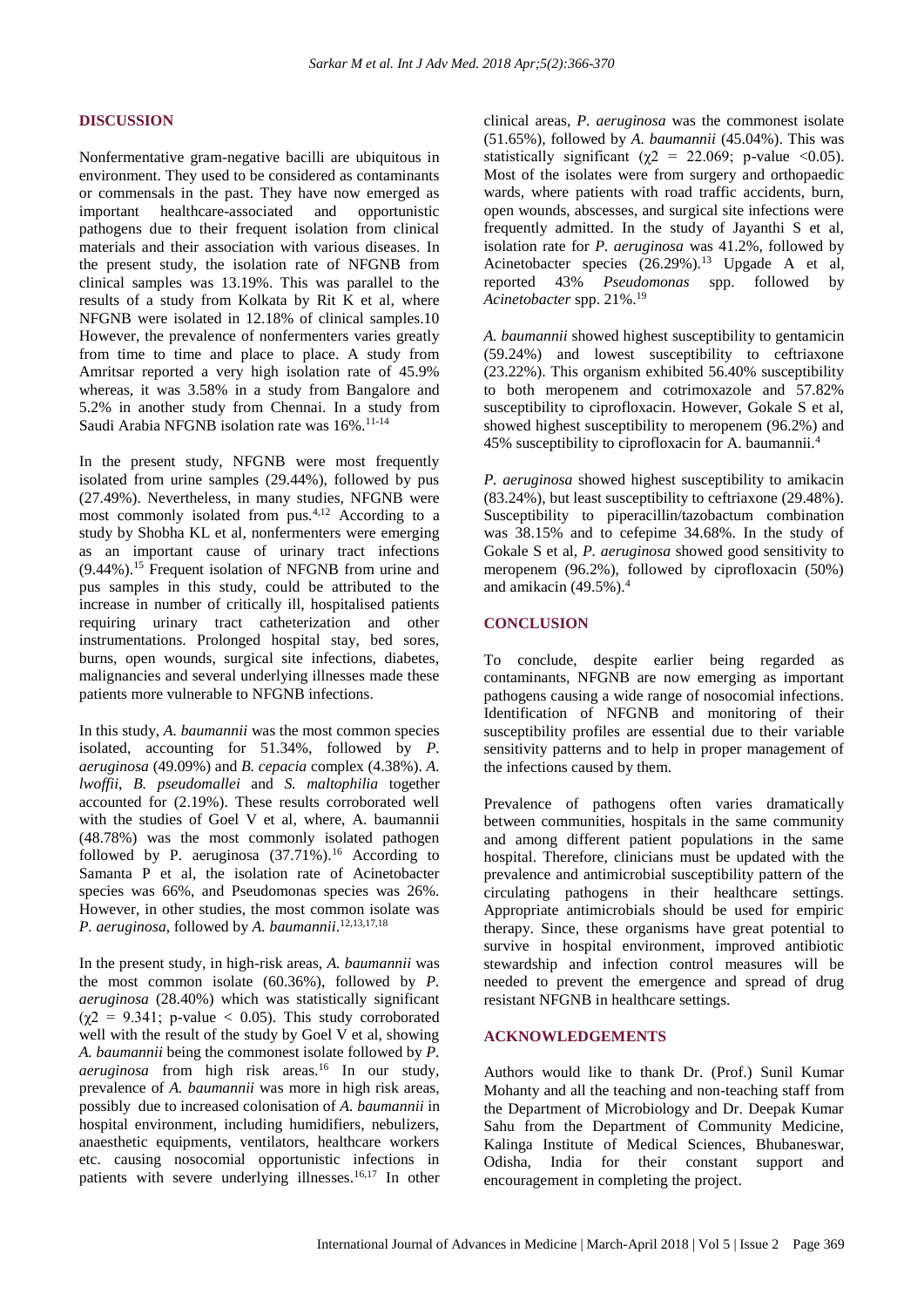## DISCUSSION

Nonfermentative gram-negative bacilli are ubiquitous in environment. They used to be considered as contaminants or commensals in the past. They have now emerged as important healthcare-associated and opportunistic pathogens due to their frequent isolation from clinical materials and their association with various diseases. In the present study, the isolation rate of NFGNB from clinical samples was 13.19%. This was parallel to the results of a study from Kolkata by Rit K et al, where NFGNB were isolated in 12.18% of clinical samples.10 However, the prevalence of nonfermenters varies greatly from time to time and place to place. A study from Amritsar reported a very high isolation rate of 45.9% whereas, it was 3.58% in a study from Bangalore and 5.2% in another study from Chennai. In a study from Saudi Arabia NFGNB isolation rate was 16%.[11-14]

In the present study, NFGNB were most frequently isolated from urine samples (29.44%), followed by pus (27.49%). Nevertheless, in many studies, NFGNB were most commonly isolated from pus.[4,12] According to a study by Shobha KL et al, nonfermenters were emerging as an important cause of urinary tract infections (9.44%).[15] Frequent isolation of NFGNB from urine and pus samples in this study, could be attributed to the increase in number of critically ill, hospitalised patients requiring urinary tract catheterization and other instrumentations. Prolonged hospital stay, bed sores, burns, open wounds, surgical site infections, diabetes, malignancies and several underlying illnesses made these patients more vulnerable to NFGNB infections.

In this study, *A. baumannii* was the most common species isolated, accounting for 51.34%, followed by *P. aeruginosa* (49.09%) and *B. cepacia* complex (4.38%). *A. lwoffii*, *B. pseudomallei* and *S. maltophilia* together accounted for (2.19%). These results corroborated well with the studies of Goel V et al, where, A. baumannii (48.78%) was the most commonly isolated pathogen followed by P. aeruginosa (37.71%).[16] According to Samanta P et al, the isolation rate of Acinetobacter species was 66%, and Pseudomonas species was 26%. However, in other studies, the most common isolate was *P. aeruginosa*, followed by *A. baumannii*.[12,13,17,18]

In the present study, in high-risk areas, *A. baumannii* was the most common isolate (60.36%), followed by *P. aeruginosa* (28.40%) which was statistically significant ($\chi^2 = 9.341$; p-value $< 0.05$). This study corroborated well with the result of the study by Goel V et al, showing *A. baumannii* being the commonest isolate followed by *P. aeruginosa* from high risk areas.[16] In our study, prevalence of *A. baumannii* was more in high risk areas, possibly due to increased colonisation of *A. baumannii* in hospital environment, including humidifiers, nebulizers, anaesthetic equipments, ventilators, healthcare workers etc. causing nosocomial opportunistic infections in patients with severe underlying illnesses.[16,17] In other clinical areas, *P. aeruginosa* was the commonest isolate (51.65%), followed by *A. baumannii* (45.04%). This was statistically significant ($\chi^2 = 22.069$; p-value $<0.05$). Most of the isolates were from surgery and orthopaedic wards, where patients with road traffic accidents, burn, open wounds, abscesses, and surgical site infections were frequently admitted. In the study of Jayanthi S et al, isolation rate for *P. aeruginosa* was 41.2%, followed by Acinetobacter species (26.29%).[13] Upgade A et al, reported 43% *Pseudomonas* spp. followed by *Acinetobacter* spp. 21%.[19]

*A. baumannii* showed highest susceptibility to gentamicin (59.24%) and lowest susceptibility to ceftriaxone (23.22%). This organism exhibited 56.40% susceptibility to both meropenem and cotrimoxazole and 57.82% susceptibility to ciprofloxacin. However, Gokale S et al, showed highest susceptibility to meropenem (96.2%) and 45% susceptibility to ciprofloxacin for A. baumannii.[4]

*P. aeruginosa* showed highest susceptibility to amikacin (83.24%), but least susceptibility to ceftriaxone (29.48%). Susceptibility to piperacillin/tazobactum combination was 38.15% and to cefepime 34.68%. In the study of Gokale S et al, *P. aeruginosa* showed good sensitivity to meropenem (96.2%), followed by ciprofloxacin (50%) and amikacin (49.5%).[4]

## CONCLUSION

To conclude, despite earlier being regarded as contaminants, NFGNB are now emerging as important pathogens causing a wide range of nosocomial infections. Identification of NFGNB and monitoring of their susceptibility profiles are essential due to their variable sensitivity patterns and to help in proper management of the infections caused by them.

Prevalence of pathogens often varies dramatically between communities, hospitals in the same community and among different patient populations in the same hospital. Therefore, clinicians must be updated with the prevalence and antimicrobial susceptibility pattern of the circulating pathogens in their healthcare settings. Appropriate antimicrobials should be used for empiric therapy. Since, these organisms have great potential to survive in hospital environment, improved antibiotic stewardship and infection control measures will be needed to prevent the emergence and spread of drug resistant NFGNB in healthcare settings.

## ACKNOWLEDGEMENTS

Authors would like to thank Dr. (Prof.) Sunil Kumar Mohanty and all the teaching and non-teaching staff from the Department of Microbiology and Dr. Deepak Kumar Sahu from the Department of Community Medicine, Kalinga Institute of Medical Sciences, Bhubaneswar, Odisha, India for their constant support and encouragement in completing the project.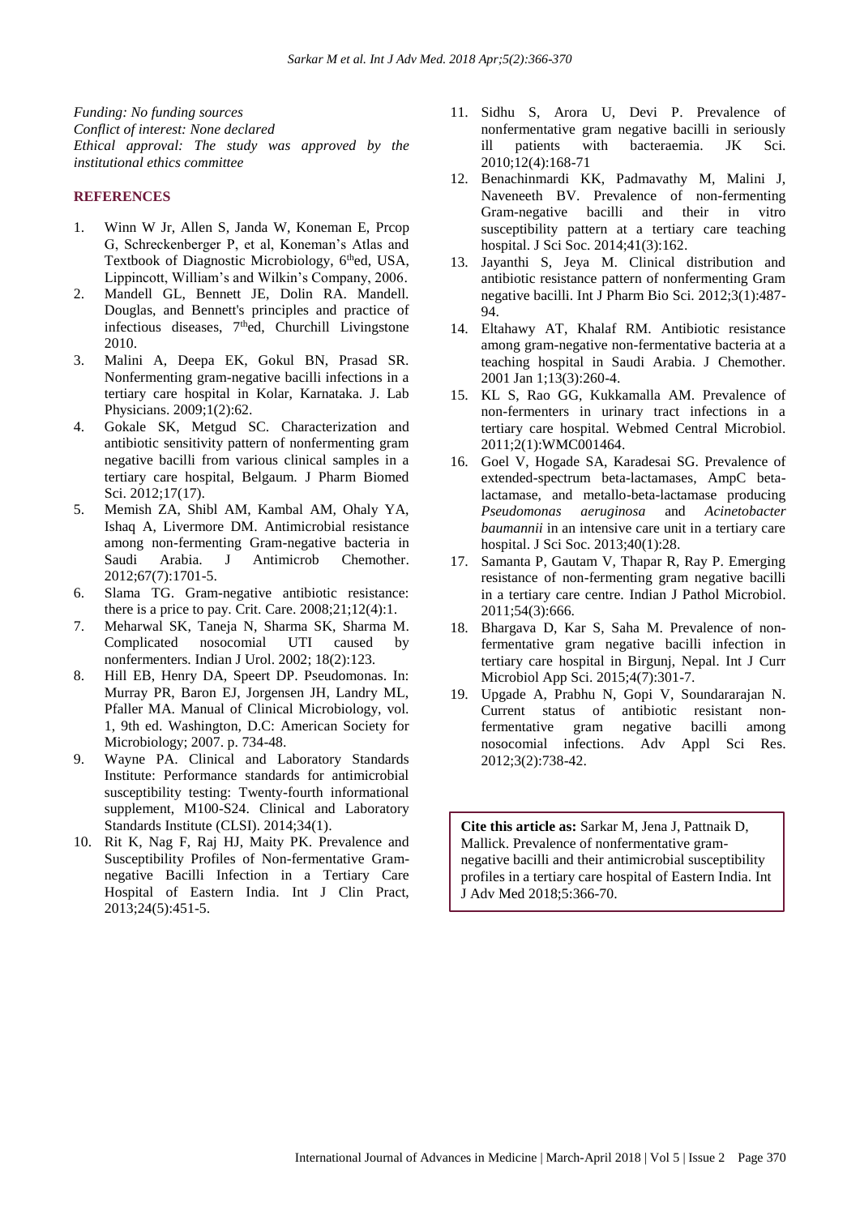*Funding: No funding sources*
*Conflict of interest: None declared*
*Ethical approval: The study was approved by the institutional ethics committee*

## REFERENCES

1. Winn W Jr, Allen S, Janda W, Koneman E, Prcop G, Schreckenberger P, et al, Koneman's Atlas and Textbook of Diagnostic Microbiology, 6thed, USA, Lippincott, William's and Wilkin's Company, 2006.
2. Mandell GL, Bennett JE, Dolin RA. Mandell. Douglas, and Bennett's principles and practice of infectious diseases, 7thed, Churchill Livingstone 2010.
3. Malini A, Deepa EK, Gokul BN, Prasad SR. Nonfermenting gram-negative bacilli infections in a tertiary care hospital in Kolar, Karnataka. J. Lab Physicians. 2009;1(2):62.
4. Gokale SK, Metgud SC. Characterization and antibiotic sensitivity pattern of nonfermenting gram negative bacilli from various clinical samples in a tertiary care hospital, Belgaum. J Pharm Biomed Sci. 2012;17(17).
5. Memish ZA, Shibl AM, Kambal AM, Ohaly YA, Ishaq A, Livermore DM. Antimicrobial resistance among non-fermenting Gram-negative bacteria in Saudi Arabia. J Antimicrob Chemother. 2012;67(7):1701-5.
6. Slama TG. Gram-negative antibiotic resistance: there is a price to pay. Crit. Care. 2008;21;12(4):1.
7. Meharwal SK, Taneja N, Sharma SK, Sharma M. Complicated nosocomial UTI caused by nonfermenters. Indian J Urol. 2002; 18(2):123.
8. Hill EB, Henry DA, Speert DP. Pseudomonas. In: Murray PR, Baron EJ, Jorgensen JH, Landry ML, Pfaller MA. Manual of Clinical Microbiology, vol. 1, 9th ed. Washington, D.C: American Society for Microbiology; 2007. p. 734-48.
9. Wayne PA. Clinical and Laboratory Standards Institute: Performance standards for antimicrobial susceptibility testing: Twenty-fourth informational supplement, M100-S24. Clinical and Laboratory Standards Institute (CLSI). 2014;34(1).
10. Rit K, Nag F, Raj HJ, Maity PK. Prevalence and Susceptibility Profiles of Non-fermentative Gram-negative Bacilli Infection in a Tertiary Care Hospital of Eastern India. Int J Clin Pract, 2013;24(5):451-5.
11. Sidhu S, Arora U, Devi P. Prevalence of nonfermentative gram negative bacilli in seriously ill patients with bacteraemia. JK Sci. 2010;12(4):168-71
12. Benachinmardi KK, Padmavathy M, Malini J, Naveneeth BV. Prevalence of non-fermenting Gram-negative bacilli and their in vitro susceptibility pattern at a tertiary care teaching hospital. J Sci Soc. 2014;41(3):162.
13. Jayanthi S, Jeya M. Clinical distribution and antibiotic resistance pattern of nonfermenting Gram negative bacilli. Int J Pharm Bio Sci. 2012;3(1):487-94.
14. Eltahawy AT, Khalaf RM. Antibiotic resistance among gram-negative non-fermentative bacteria at a teaching hospital in Saudi Arabia. J Chemother. 2001 Jan 1;13(3):260-4.
15. KL S, Rao GG, Kukkamalla AM. Prevalence of non-fermenters in urinary tract infections in a tertiary care hospital. Webmed Central Microbiol. 2011;2(1):WMC001464.
16. Goel V, Hogade SA, Karadesai SG. Prevalence of extended-spectrum beta-lactamases, AmpC beta-lactamase, and metallo-beta-lactamase producing *Pseudomonas aeruginosa* and *Acinetobacter baumannii* in an intensive care unit in a tertiary care hospital. J Sci Soc. 2013;40(1):28.
17. Samanta P, Gautam V, Thapar R, Ray P. Emerging resistance of non-fermenting gram negative bacilli in a tertiary care centre. Indian J Pathol Microbiol. 2011;54(3):666.
18. Bhargava D, Kar S, Saha M. Prevalence of non-fermentative gram negative bacilli infection in tertiary care hospital in Birgunj, Nepal. Int J Curr Microbiol App Sci. 2015;4(7):301-7.
19. Upgade A, Prabhu N, Gopi V, Soundararajan N. Current status of antibiotic resistant non-fermentative gram negative bacilli among nosocomial infections. Adv Appl Sci Res. 2012;3(2):738-42.

**Cite this article as:** Sarkar M, Jena J, Pattnaik D, Mallick. Prevalence of nonfermentative gram-negative bacilli and their antimicrobial susceptibility profiles in a tertiary care hospital of Eastern India. Int J Adv Med 2018;5:366-70.